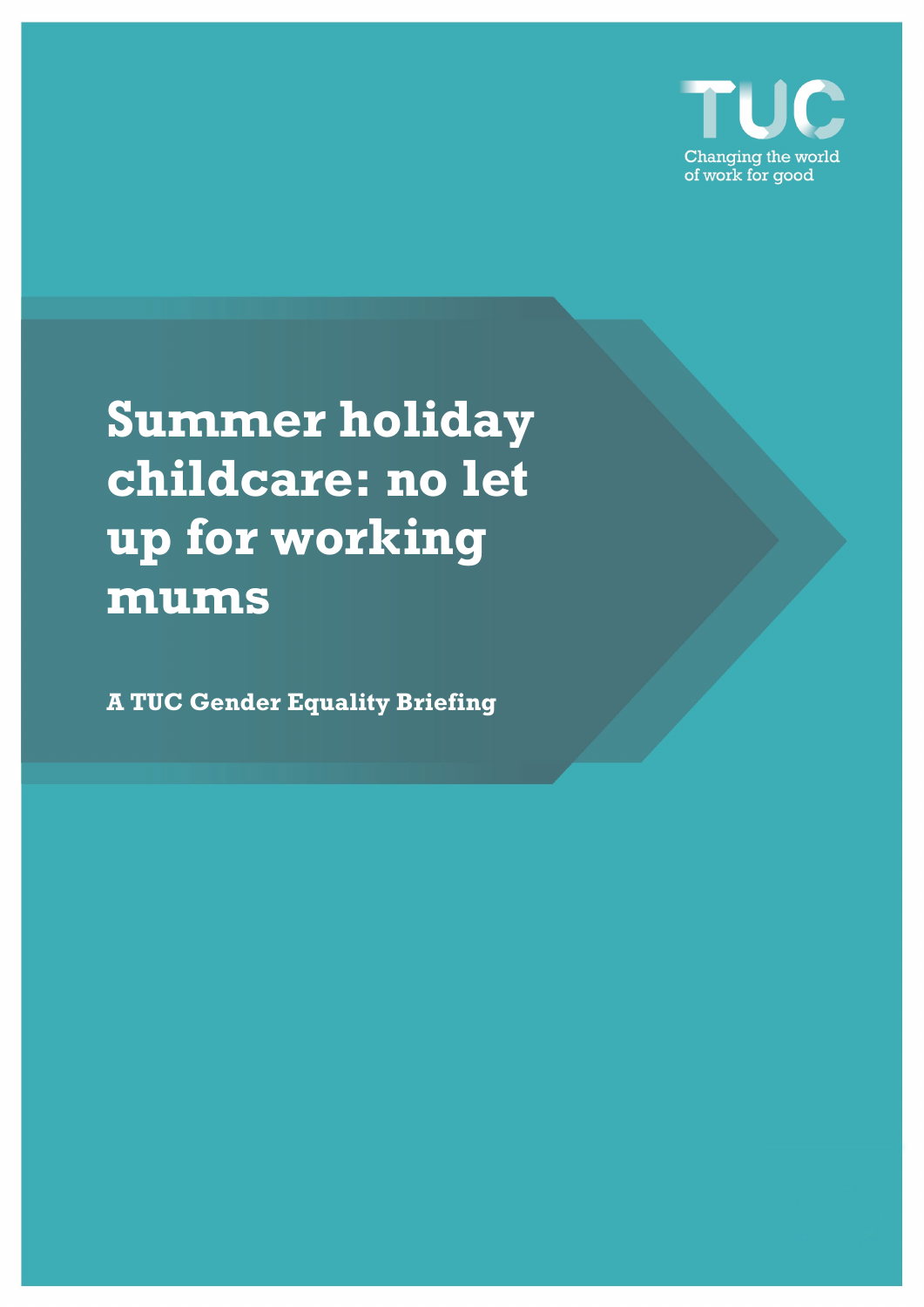TUC

Changing the world of work for good

# Summer holiday childcare: no let up for working mums

**A TUC Gender Equality Briefing**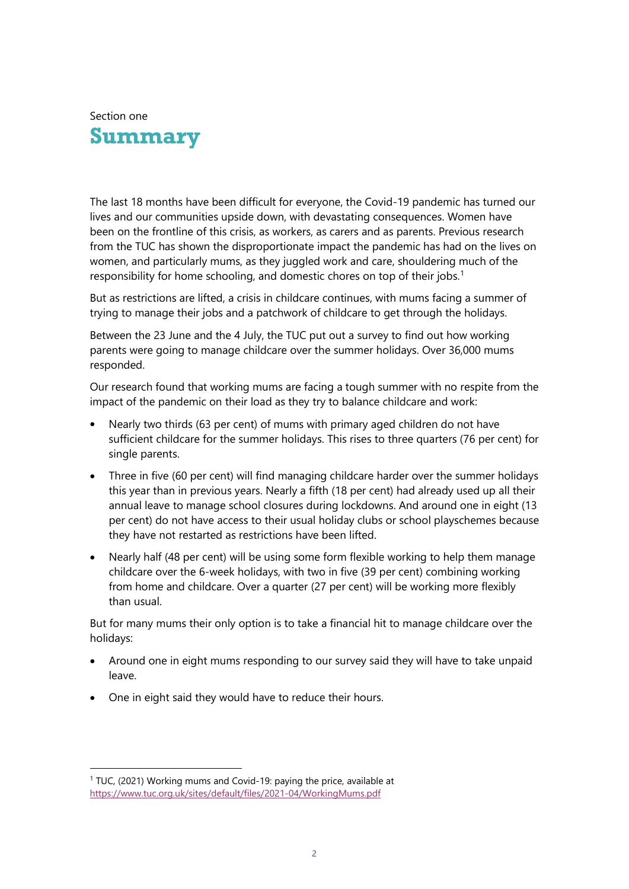Section one

# Summary

The last 18 months have been difficult for everyone, the Covid-19 pandemic has turned our lives and our communities upside down, with devastating consequences. Women have been on the frontline of this crisis, as workers, as carers and as parents. Previous research from the TUC has shown the disproportionate impact the pandemic has had on the lives on women, and particularly mums, as they juggled work and care, shouldering much of the responsibility for home schooling, and domestic chores on top of their jobs.[1]

But as restrictions are lifted, a crisis in childcare continues, with mums facing a summer of trying to manage their jobs and a patchwork of childcare to get through the holidays.

Between the 23 June and the 4 July, the TUC put out a survey to find out how working parents were going to manage childcare over the summer holidays. Over 36,000 mums responded.

Our research found that working mums are facing a tough summer with no respite from the impact of the pandemic on their load as they try to balance childcare and work:

- Nearly two thirds (63 per cent) of mums with primary aged children do not have sufficient childcare for the summer holidays. This rises to three quarters (76 per cent) for single parents.
- Three in five (60 per cent) will find managing childcare harder over the summer holidays this year than in previous years. Nearly a fifth (18 per cent) had already used up all their annual leave to manage school closures during lockdowns. And around one in eight (13 per cent) do not have access to their usual holiday clubs or school playschemes because they have not restarted as restrictions have been lifted.
- Nearly half (48 per cent) will be using some form flexible working to help them manage childcare over the 6-week holidays, with two in five (39 per cent) combining working from home and childcare. Over a quarter (27 per cent) will be working more flexibly than usual.

But for many mums their only option is to take a financial hit to manage childcare over the holidays:

- Around one in eight mums responding to our survey said they will have to take unpaid leave.
- One in eight said they would have to reduce their hours.

[1] TUC, (2021) Working mums and Covid-19: paying the price, available at https://www.tuc.org.uk/sites/default/files/2021-04/WorkingMums.pdf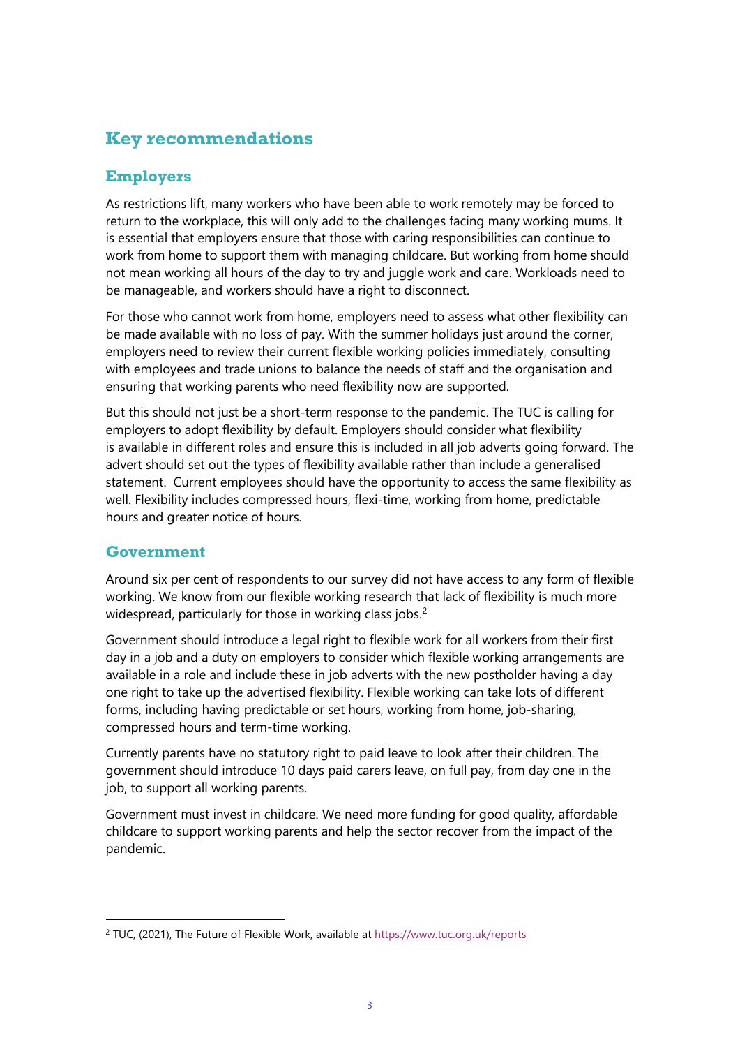## Key recommendations

### Employers

As restrictions lift, many workers who have been able to work remotely may be forced to return to the workplace, this will only add to the challenges facing many working mums. It is essential that employers ensure that those with caring responsibilities can continue to work from home to support them with managing childcare. But working from home should not mean working all hours of the day to try and juggle work and care. Workloads need to be manageable, and workers should have a right to disconnect.

For those who cannot work from home, employers need to assess what other flexibility can be made available with no loss of pay. With the summer holidays just around the corner, employers need to review their current flexible working policies immediately, consulting with employees and trade unions to balance the needs of staff and the organisation and ensuring that working parents who need flexibility now are supported.

But this should not just be a short-term response to the pandemic. The TUC is calling for employers to adopt flexibility by default. Employers should consider what flexibility is available in different roles and ensure this is included in all job adverts going forward. The advert should set out the types of flexibility available rather than include a generalised statement. Current employees should have the opportunity to access the same flexibility as well. Flexibility includes compressed hours, flexi-time, working from home, predictable hours and greater notice of hours.

### Government

Around six per cent of respondents to our survey did not have access to any form of flexible working. We know from our flexible working research that lack of flexibility is much more widespread, particularly for those in working class jobs.[2]

Government should introduce a legal right to flexible work for all workers from their first day in a job and a duty on employers to consider which flexible working arrangements are available in a role and include these in job adverts with the new postholder having a day one right to take up the advertised flexibility. Flexible working can take lots of different forms, including having predictable or set hours, working from home, job-sharing, compressed hours and term-time working.

Currently parents have no statutory right to paid leave to look after their children. The government should introduce 10 days paid carers leave, on full pay, from day one in the job, to support all working parents.

Government must invest in childcare. We need more funding for good quality, affordable childcare to support working parents and help the sector recover from the impact of the pandemic.

---

[2] TUC, (2021), The Future of Flexible Work, available at https://www.tuc.org.uk/reports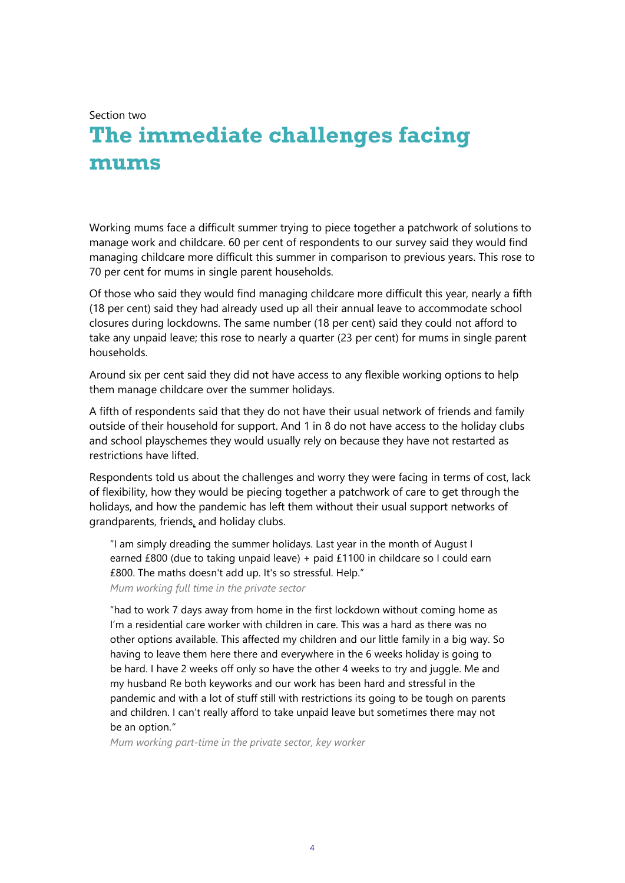Section two

# The immediate challenges facing mums

Working mums face a difficult summer trying to piece together a patchwork of solutions to manage work and childcare. 60 per cent of respondents to our survey said they would find managing childcare more difficult this summer in comparison to previous years. This rose to 70 per cent for mums in single parent households.

Of those who said they would find managing childcare more difficult this year, nearly a fifth (18 per cent) said they had already used up all their annual leave to accommodate school closures during lockdowns. The same number (18 per cent) said they could not afford to take any unpaid leave; this rose to nearly a quarter (23 per cent) for mums in single parent households.

Around six per cent said they did not have access to any flexible working options to help them manage childcare over the summer holidays.

A fifth of respondents said that they do not have their usual network of friends and family outside of their household for support. And 1 in 8 do not have access to the holiday clubs and school playschemes they would usually rely on because they have not restarted as restrictions have lifted.

Respondents told us about the challenges and worry they were facing in terms of cost, lack of flexibility, how they would be piecing together a patchwork of care to get through the holidays, and how the pandemic has left them without their usual support networks of grandparents, friends, and holiday clubs.

> "I am simply dreading the summer holidays. Last year in the month of August I earned £800 (due to taking unpaid leave) + paid £1100 in childcare so I could earn £800. The maths doesn't add up. It's so stressful. Help."
>
> *Mum working full time in the private sector*

> "had to work 7 days away from home in the first lockdown without coming home as I'm a residential care worker with children in care. This was a hard as there was no other options available. This affected my children and our little family in a big way. So having to leave them here there and everywhere in the 6 weeks holiday is going to be hard. I have 2 weeks off only so have the other 4 weeks to try and juggle. Me and my husband Re both keyworks and our work has been hard and stressful in the pandemic and with a lot of stuff still with restrictions its going to be tough on parents and children. I can't really afford to take unpaid leave but sometimes there may not be an option."
>
> *Mum working part-time in the private sector, key worker*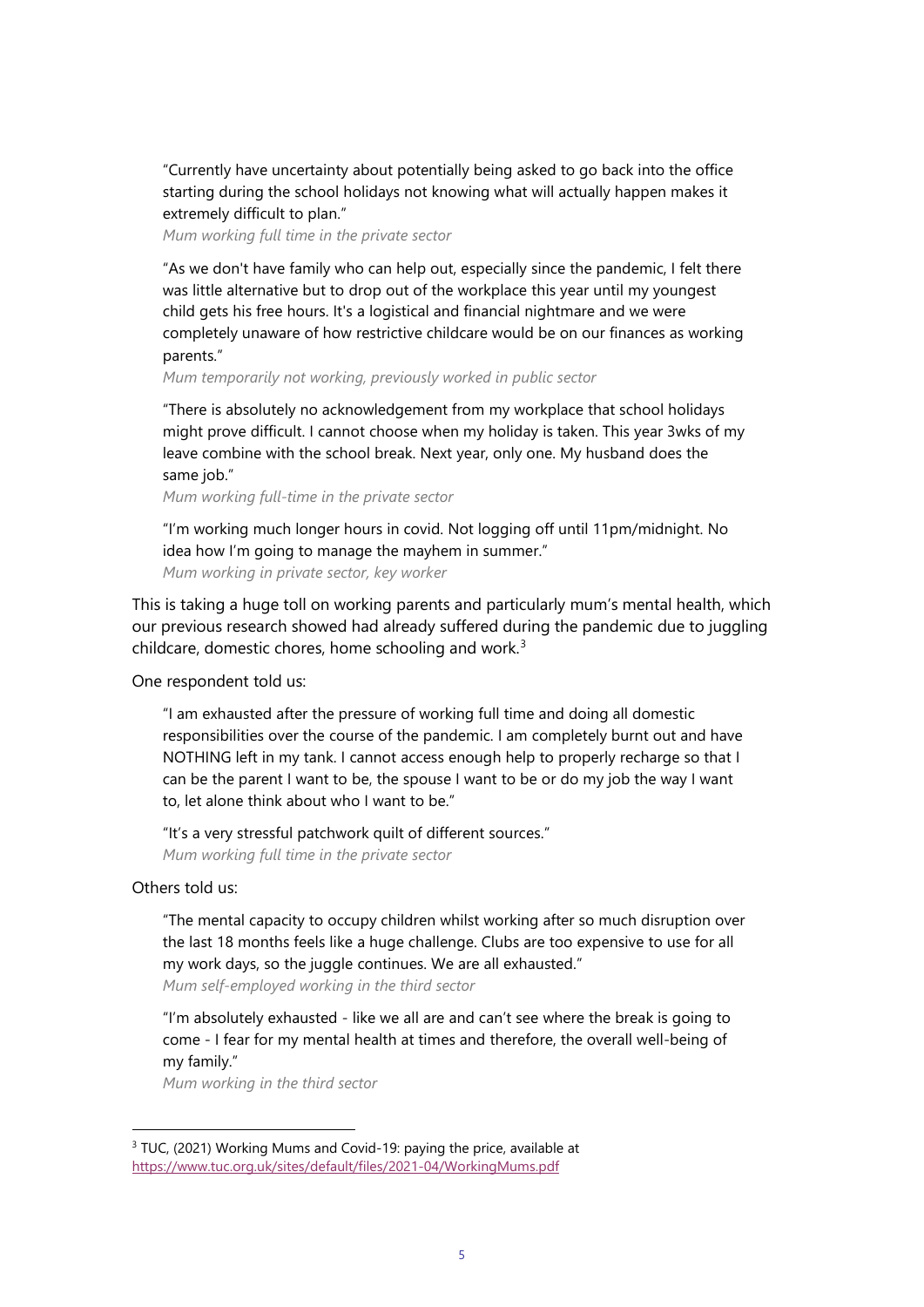> "Currently have uncertainty about potentially being asked to go back into the office starting during the school holidays not knowing what will actually happen makes it extremely difficult to plan."
>
> *Mum working full time in the private sector*

> "As we don't have family who can help out, especially since the pandemic, I felt there was little alternative but to drop out of the workplace this year until my youngest child gets his free hours. It's a logistical and financial nightmare and we were completely unaware of how restrictive childcare would be on our finances as working parents."
>
> *Mum temporarily not working, previously worked in public sector*

> "There is absolutely no acknowledgement from my workplace that school holidays might prove difficult. I cannot choose when my holiday is taken. This year 3wks of my leave combine with the school break. Next year, only one. My husband does the same job."
>
> *Mum working full-time in the private sector*

> "I'm working much longer hours in covid. Not logging off until 11pm/midnight. No idea how I'm going to manage the mayhem in summer."
>
> *Mum working in private sector, key worker*

This is taking a huge toll on working parents and particularly mum's mental health, which our previous research showed had already suffered during the pandemic due to juggling childcare, domestic chores, home schooling and work.[3]

One respondent told us:

> "I am exhausted after the pressure of working full time and doing all domestic responsibilities over the course of the pandemic. I am completely burnt out and have NOTHING left in my tank. I cannot access enough help to properly recharge so that I can be the parent I want to be, the spouse I want to be or do my job the way I want to, let alone think about who I want to be."
>
> "It's a very stressful patchwork quilt of different sources."
>
> *Mum working full time in the private sector*

Others told us:

> "The mental capacity to occupy children whilst working after so much disruption over the last 18 months feels like a huge challenge. Clubs are too expensive to use for all my work days, so the juggle continues. We are all exhausted."
>
> *Mum self-employed working in the third sector*

> "I'm absolutely exhausted - like we all are and can't see where the break is going to come - I fear for my mental health at times and therefore, the overall well-being of my family."
>
> *Mum working in the third sector*

---

[3] TUC, (2021) Working Mums and Covid-19: paying the price, available at https://www.tuc.org.uk/sites/default/files/2021-04/WorkingMums.pdf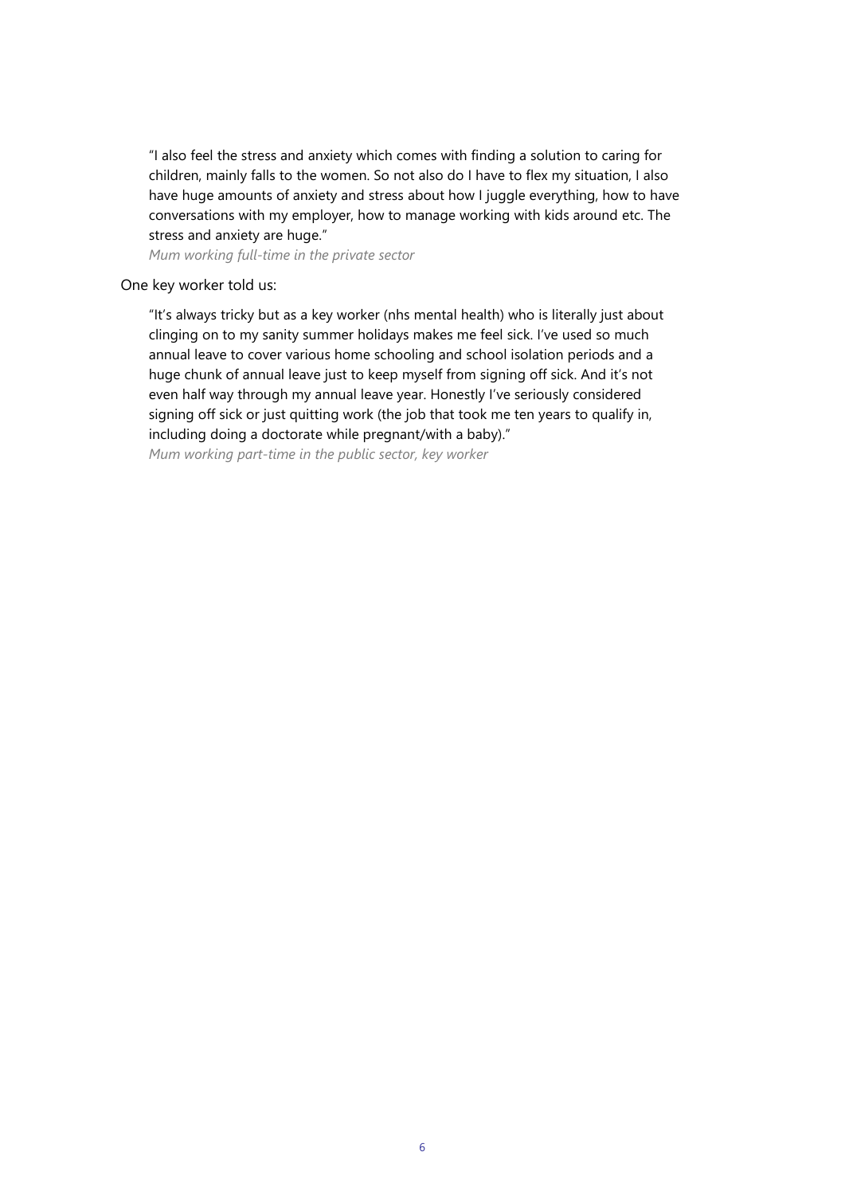> "I also feel the stress and anxiety which comes with finding a solution to caring for children, mainly falls to the women. So not also do I have to flex my situation, I also have huge amounts of anxiety and stress about how I juggle everything, how to have conversations with my employer, how to manage working with kids around etc. The stress and anxiety are huge."
>
> *Mum working full-time in the private sector*

One key worker told us:

> "It's always tricky but as a key worker (nhs mental health) who is literally just about clinging on to my sanity summer holidays makes me feel sick. I've used so much annual leave to cover various home schooling and school isolation periods and a huge chunk of annual leave just to keep myself from signing off sick. And it's not even half way through my annual leave year. Honestly I've seriously considered signing off sick or just quitting work (the job that took me ten years to qualify in, including doing a doctorate while pregnant/with a baby)."
>
> *Mum working part-time in the public sector, key worker*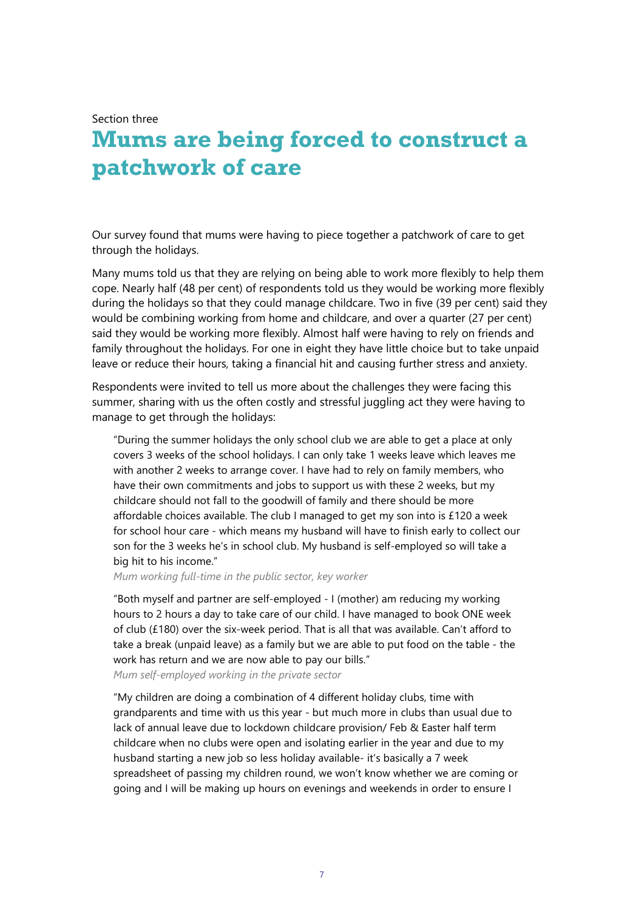Section three

# Mums are being forced to construct a patchwork of care

Our survey found that mums were having to piece together a patchwork of care to get through the holidays.

Many mums told us that they are relying on being able to work more flexibly to help them cope. Nearly half (48 per cent) of respondents told us they would be working more flexibly during the holidays so that they could manage childcare. Two in five (39 per cent) said they would be combining working from home and childcare, and over a quarter (27 per cent) said they would be working more flexibly. Almost half were having to rely on friends and family throughout the holidays. For one in eight they have little choice but to take unpaid leave or reduce their hours, taking a financial hit and causing further stress and anxiety.

Respondents were invited to tell us more about the challenges they were facing this summer, sharing with us the often costly and stressful juggling act they were having to manage to get through the holidays:

> "During the summer holidays the only school club we are able to get a place at only covers 3 weeks of the school holidays. I can only take 1 weeks leave which leaves me with another 2 weeks to arrange cover. I have had to rely on family members, who have their own commitments and jobs to support us with these 2 weeks, but my childcare should not fall to the goodwill of family and there should be more affordable choices available. The club I managed to get my son into is £120 a week for school hour care - which means my husband will have to finish early to collect our son for the 3 weeks he's in school club. My husband is self-employed so will take a big hit to his income."
>
> *Mum working full-time in the public sector, key worker*

> "Both myself and partner are self-employed - I (mother) am reducing my working hours to 2 hours a day to take care of our child. I have managed to book ONE week of club (£180) over the six-week period. That is all that was available. Can't afford to take a break (unpaid leave) as a family but we are able to put food on the table - the work has return and we are now able to pay our bills."
>
> *Mum self-employed working in the private sector*

> "My children are doing a combination of 4 different holiday clubs, time with grandparents and time with us this year - but much more in clubs than usual due to lack of annual leave due to lockdown childcare provision/ Feb & Easter half term childcare when no clubs were open and isolating earlier in the year and due to my husband starting a new job so less holiday available- it's basically a 7 week spreadsheet of passing my children round, we won't know whether we are coming or going and I will be making up hours on evenings and weekends in order to ensure I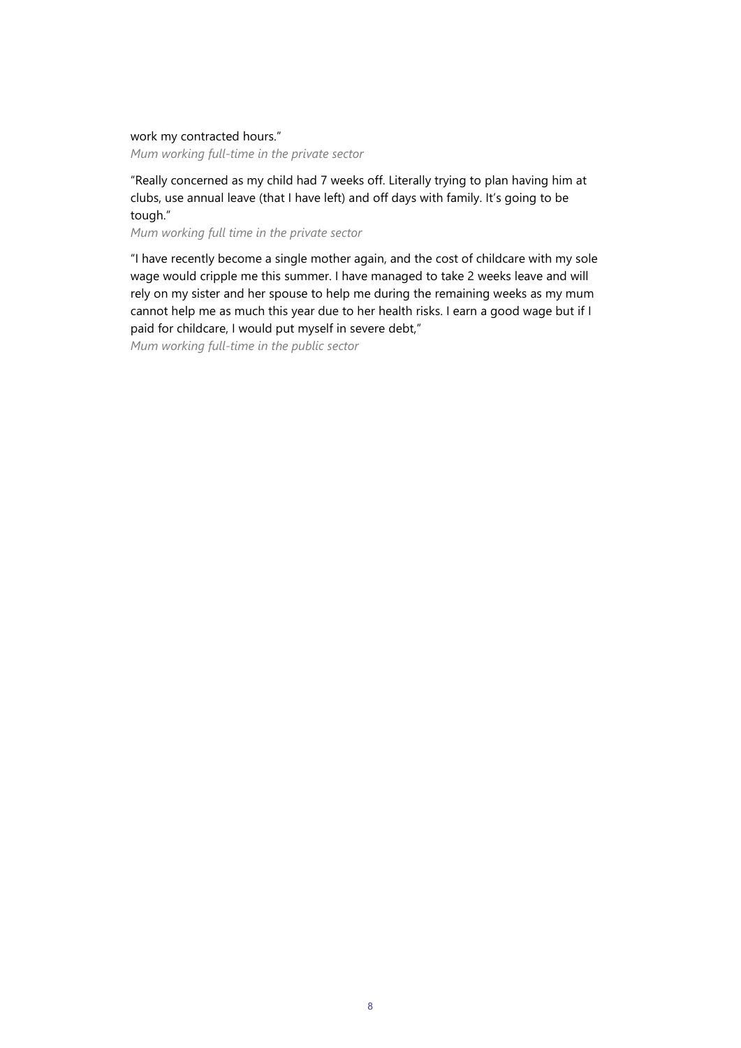work my contracted hours."

*Mum working full-time in the private sector*

"Really concerned as my child had 7 weeks off. Literally trying to plan having him at clubs, use annual leave (that I have left) and off days with family. It's going to be tough."

*Mum working full time in the private sector*

"I have recently become a single mother again, and the cost of childcare with my sole wage would cripple me this summer. I have managed to take 2 weeks leave and will rely on my sister and her spouse to help me during the remaining weeks as my mum cannot help me as much this year due to her health risks. I earn a good wage but if I paid for childcare, I would put myself in severe debt,"

*Mum working full-time in the public sector*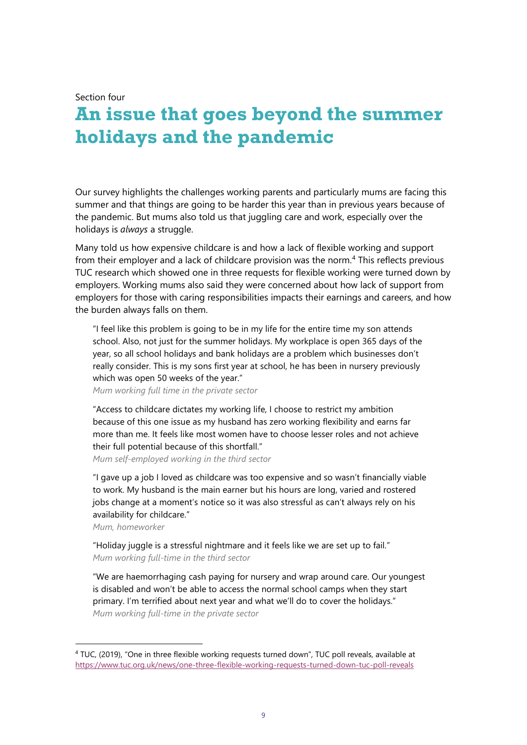Section four

# An issue that goes beyond the summer holidays and the pandemic

Our survey highlights the challenges working parents and particularly mums are facing this summer and that things are going to be harder this year than in previous years because of the pandemic. But mums also told us that juggling care and work, especially over the holidays is *always* a struggle.

Many told us how expensive childcare is and how a lack of flexible working and support from their employer and a lack of childcare provision was the norm.[4] This reflects previous TUC research which showed one in three requests for flexible working were turned down by employers. Working mums also said they were concerned about how lack of support from employers for those with caring responsibilities impacts their earnings and careers, and how the burden always falls on them.

> "I feel like this problem is going to be in my life for the entire time my son attends school. Also, not just for the summer holidays. My workplace is open 365 days of the year, so all school holidays and bank holidays are a problem which businesses don't really consider. This is my sons first year at school, he has been in nursery previously which was open 50 weeks of the year."
> *Mum working full time in the private sector*

> "Access to childcare dictates my working life, I choose to restrict my ambition because of this one issue as my husband has zero working flexibility and earns far more than me. It feels like most women have to choose lesser roles and not achieve their full potential because of this shortfall."
> *Mum self-employed working in the third sector*

> "I gave up a job I loved as childcare was too expensive and so wasn't financially viable to work. My husband is the main earner but his hours are long, varied and rostered jobs change at a moment's notice so it was also stressful as can't always rely on his availability for childcare."
> *Mum, homeworker*

> "Holiday juggle is a stressful nightmare and it feels like we are set up to fail."
> *Mum working full-time in the third sector*

> "We are haemorrhaging cash paying for nursery and wrap around care. Our youngest is disabled and won't be able to access the normal school camps when they start primary. I'm terrified about next year and what we'll do to cover the holidays."
> *Mum working full-time in the private sector*

---

[4] TUC, (2019), "One in three flexible working requests turned down", TUC poll reveals, available at https://www.tuc.org.uk/news/one-three-flexible-working-requests-turned-down-tuc-poll-reveals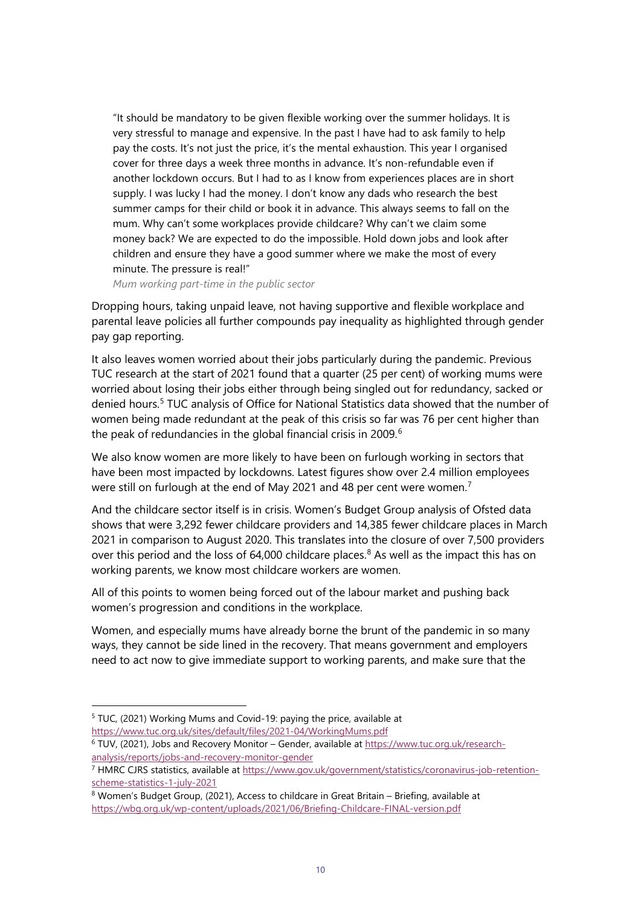> "It should be mandatory to be given flexible working over the summer holidays. It is very stressful to manage and expensive. In the past I have had to ask family to help pay the costs. It's not just the price, it's the mental exhaustion. This year I organised cover for three days a week three months in advance. It's non-refundable even if another lockdown occurs. But I had to as I know from experiences places are in short supply. I was lucky I had the money. I don't know any dads who research the best summer camps for their child or book it in advance. This always seems to fall on the mum. Why can't some workplaces provide childcare? Why can't we claim some money back? We are expected to do the impossible. Hold down jobs and look after children and ensure they have a good summer where we make the most of every minute. The pressure is real!"
>
> *Mum working part-time in the public sector*

Dropping hours, taking unpaid leave, not having supportive and flexible workplace and parental leave policies all further compounds pay inequality as highlighted through gender pay gap reporting.

It also leaves women worried about their jobs particularly during the pandemic. Previous TUC research at the start of 2021 found that a quarter (25 per cent) of working mums were worried about losing their jobs either through being singled out for redundancy, sacked or denied hours.[5] TUC analysis of Office for National Statistics data showed that the number of women being made redundant at the peak of this crisis so far was 76 per cent higher than the peak of redundancies in the global financial crisis in 2009.[6]

We also know women are more likely to have been on furlough working in sectors that have been most impacted by lockdowns. Latest figures show over 2.4 million employees were still on furlough at the end of May 2021 and 48 per cent were women.[7]

And the childcare sector itself is in crisis. Women's Budget Group analysis of Ofsted data shows that were 3,292 fewer childcare providers and 14,385 fewer childcare places in March 2021 in comparison to August 2020. This translates into the closure of over 7,500 providers over this period and the loss of 64,000 childcare places.[8] As well as the impact this has on working parents, we know most childcare workers are women.

All of this points to women being forced out of the labour market and pushing back women's progression and conditions in the workplace.

Women, and especially mums have already borne the brunt of the pandemic in so many ways, they cannot be side lined in the recovery. That means government and employers need to act now to give immediate support to working parents, and make sure that the

---

[5] TUC, (2021) Working Mums and Covid-19: paying the price, available at https://www.tuc.org.uk/sites/default/files/2021-04/WorkingMums.pdf

[6] TUV, (2021), Jobs and Recovery Monitor – Gender, available at https://www.tuc.org.uk/research-analysis/reports/jobs-and-recovery-monitor-gender

[7] HMRC CJRS statistics, available at https://www.gov.uk/government/statistics/coronavirus-job-retention-scheme-statistics-1-july-2021

[8] Women's Budget Group, (2021), Access to childcare in Great Britain – Briefing, available at https://wbg.org.uk/wp-content/uploads/2021/06/Briefing-Childcare-FINAL-version.pdf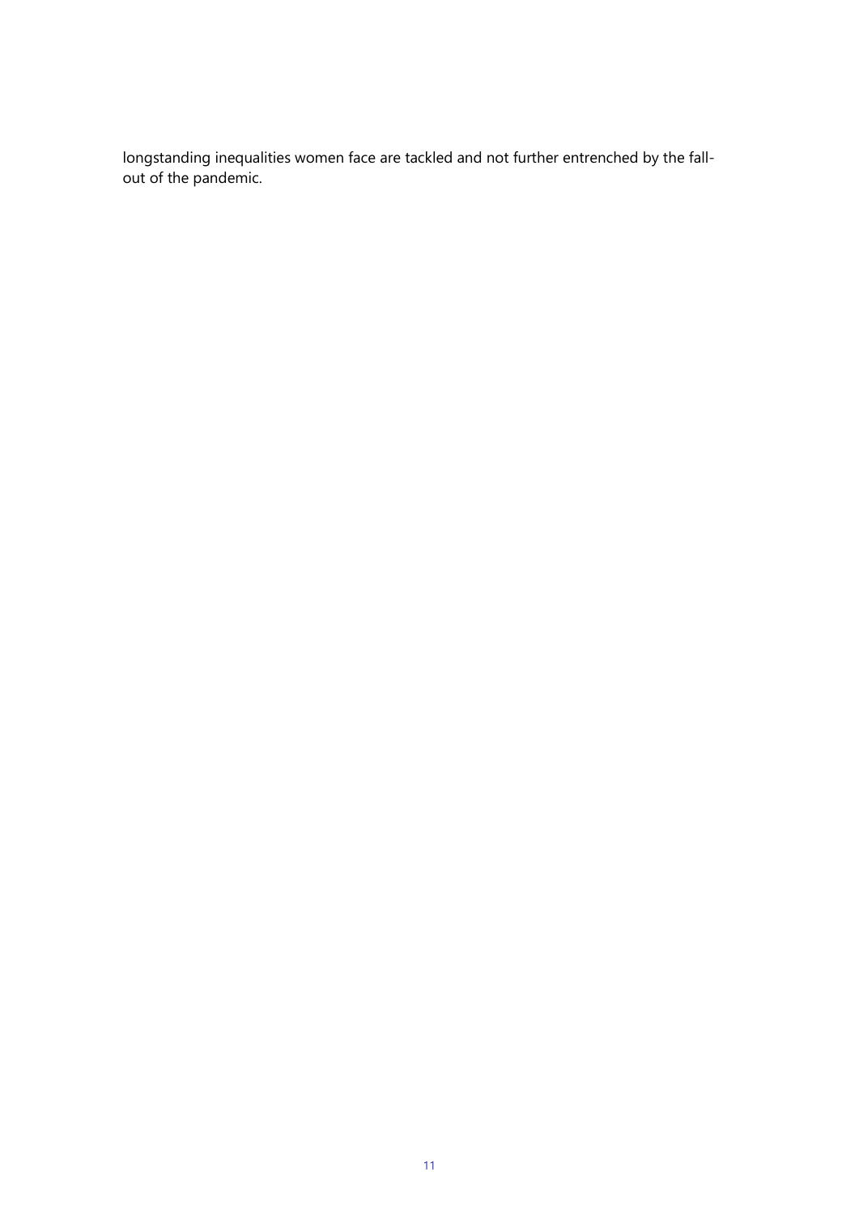longstanding inequalities women face are tackled and not further entrenched by the fall-out of the pandemic.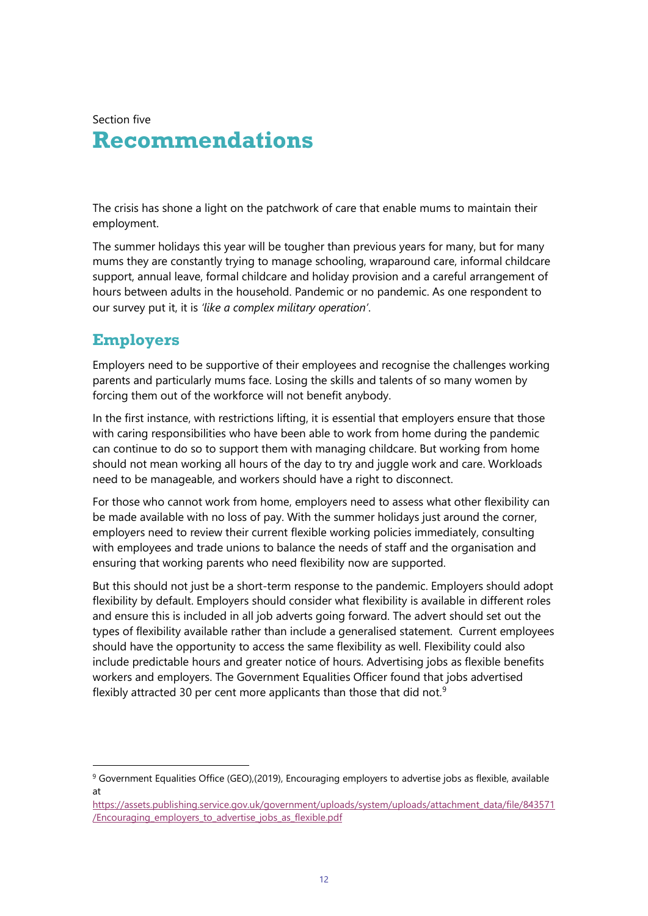Section five

# Recommendations

The crisis has shone a light on the patchwork of care that enable mums to maintain their employment.

The summer holidays this year will be tougher than previous years for many, but for many mums they are constantly trying to manage schooling, wraparound care, informal childcare support, annual leave, formal childcare and holiday provision and a careful arrangement of hours between adults in the household. Pandemic or no pandemic. As one respondent to our survey put it, it is *'like a complex military operation'*.

## Employers

Employers need to be supportive of their employees and recognise the challenges working parents and particularly mums face. Losing the skills and talents of so many women by forcing them out of the workforce will not benefit anybody.

In the first instance, with restrictions lifting, it is essential that employers ensure that those with caring responsibilities who have been able to work from home during the pandemic can continue to do so to support them with managing childcare. But working from home should not mean working all hours of the day to try and juggle work and care. Workloads need to be manageable, and workers should have a right to disconnect.

For those who cannot work from home, employers need to assess what other flexibility can be made available with no loss of pay. With the summer holidays just around the corner, employers need to review their current flexible working policies immediately, consulting with employees and trade unions to balance the needs of staff and the organisation and ensuring that working parents who need flexibility now are supported.

But this should not just be a short-term response to the pandemic. Employers should adopt flexibility by default. Employers should consider what flexibility is available in different roles and ensure this is included in all job adverts going forward. The advert should set out the types of flexibility available rather than include a generalised statement. Current employees should have the opportunity to access the same flexibility as well. Flexibility could also include predictable hours and greater notice of hours. Advertising jobs as flexible benefits workers and employers. The Government Equalities Officer found that jobs advertised flexibly attracted 30 per cent more applicants than those that did not.[9]

[9] Government Equalities Office (GEO),(2019), Encouraging employers to advertise jobs as flexible, available at https://assets.publishing.service.gov.uk/government/uploads/system/uploads/attachment_data/file/843571/Encouraging_employers_to_advertise_jobs_as_flexible.pdf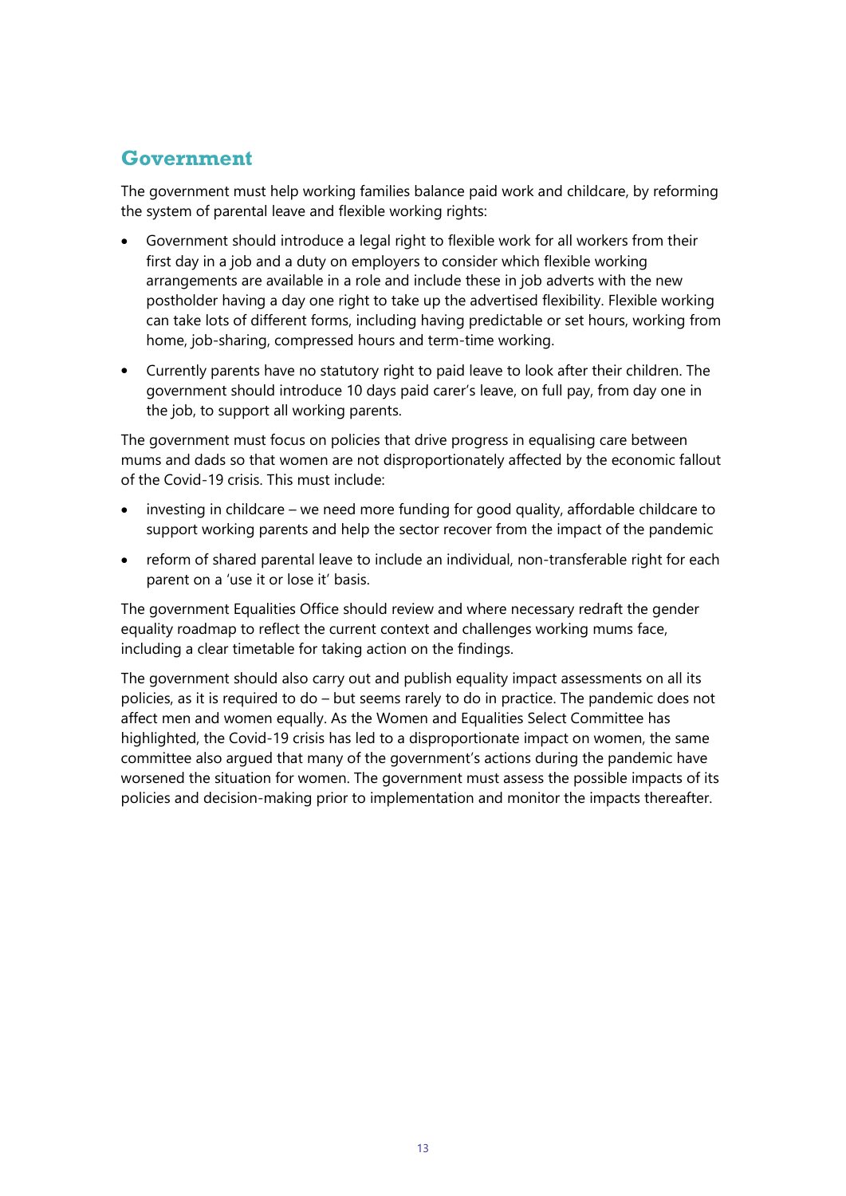## Government

The government must help working families balance paid work and childcare, by reforming the system of parental leave and flexible working rights:

- Government should introduce a legal right to flexible work for all workers from their first day in a job and a duty on employers to consider which flexible working arrangements are available in a role and include these in job adverts with the new postholder having a day one right to take up the advertised flexibility. Flexible working can take lots of different forms, including having predictable or set hours, working from home, job-sharing, compressed hours and term-time working.
- Currently parents have no statutory right to paid leave to look after their children. The government should introduce 10 days paid carer's leave, on full pay, from day one in the job, to support all working parents.

The government must focus on policies that drive progress in equalising care between mums and dads so that women are not disproportionately affected by the economic fallout of the Covid-19 crisis. This must include:

- investing in childcare – we need more funding for good quality, affordable childcare to support working parents and help the sector recover from the impact of the pandemic
- reform of shared parental leave to include an individual, non-transferable right for each parent on a 'use it or lose it' basis.

The government Equalities Office should review and where necessary redraft the gender equality roadmap to reflect the current context and challenges working mums face, including a clear timetable for taking action on the findings.

The government should also carry out and publish equality impact assessments on all its policies, as it is required to do – but seems rarely to do in practice. The pandemic does not affect men and women equally. As the Women and Equalities Select Committee has highlighted, the Covid-19 crisis has led to a disproportionate impact on women, the same committee also argued that many of the government's actions during the pandemic have worsened the situation for women. The government must assess the possible impacts of its policies and decision-making prior to implementation and monitor the impacts thereafter.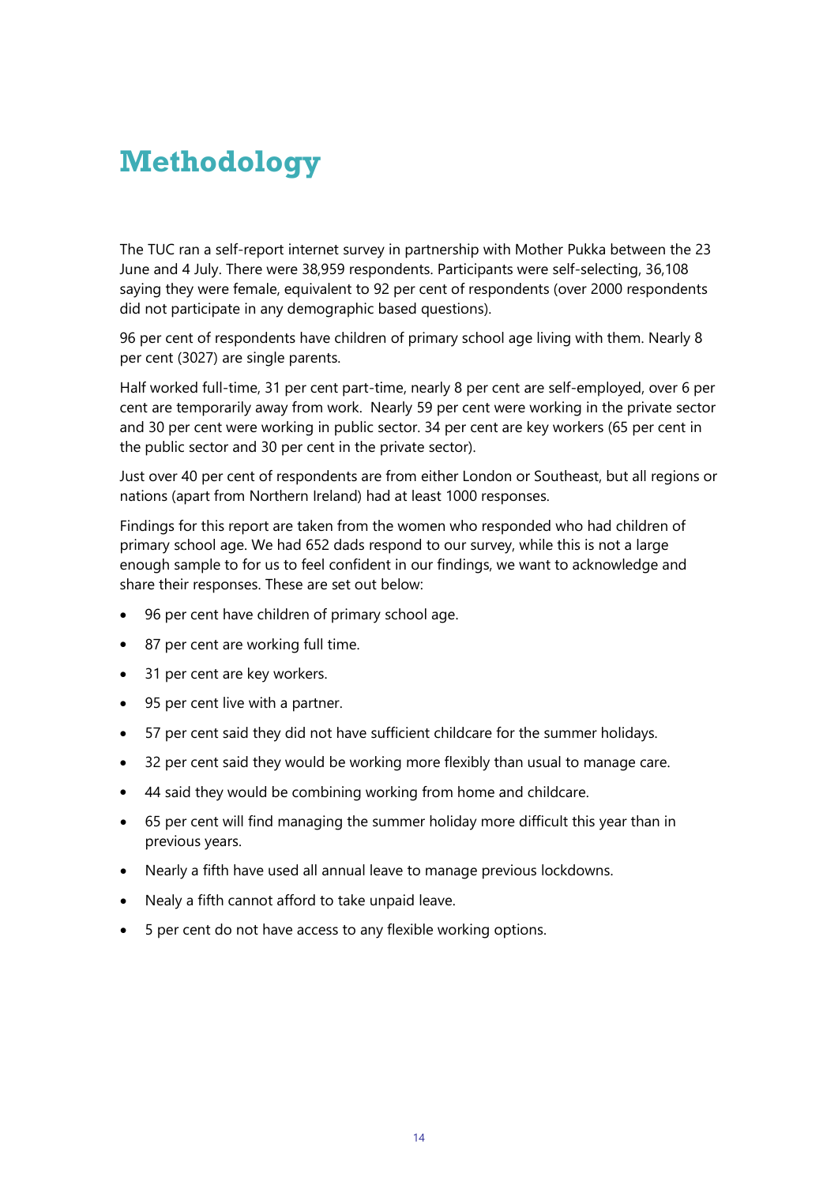# Methodology

The TUC ran a self-report internet survey in partnership with Mother Pukka between the 23 June and 4 July. There were 38,959 respondents. Participants were self-selecting, 36,108 saying they were female, equivalent to 92 per cent of respondents (over 2000 respondents did not participate in any demographic based questions).

96 per cent of respondents have children of primary school age living with them. Nearly 8 per cent (3027) are single parents.

Half worked full-time, 31 per cent part-time, nearly 8 per cent are self-employed, over 6 per cent are temporarily away from work. Nearly 59 per cent were working in the private sector and 30 per cent were working in public sector. 34 per cent are key workers (65 per cent in the public sector and 30 per cent in the private sector).

Just over 40 per cent of respondents are from either London or Southeast, but all regions or nations (apart from Northern Ireland) had at least 1000 responses.

Findings for this report are taken from the women who responded who had children of primary school age. We had 652 dads respond to our survey, while this is not a large enough sample to for us to feel confident in our findings, we want to acknowledge and share their responses. These are set out below:

- 96 per cent have children of primary school age.
- 87 per cent are working full time.
- 31 per cent are key workers.
- 95 per cent live with a partner.
- 57 per cent said they did not have sufficient childcare for the summer holidays.
- 32 per cent said they would be working more flexibly than usual to manage care.
- 44 said they would be combining working from home and childcare.
- 65 per cent will find managing the summer holiday more difficult this year than in previous years.
- Nearly a fifth have used all annual leave to manage previous lockdowns.
- Nealy a fifth cannot afford to take unpaid leave.
- 5 per cent do not have access to any flexible working options.